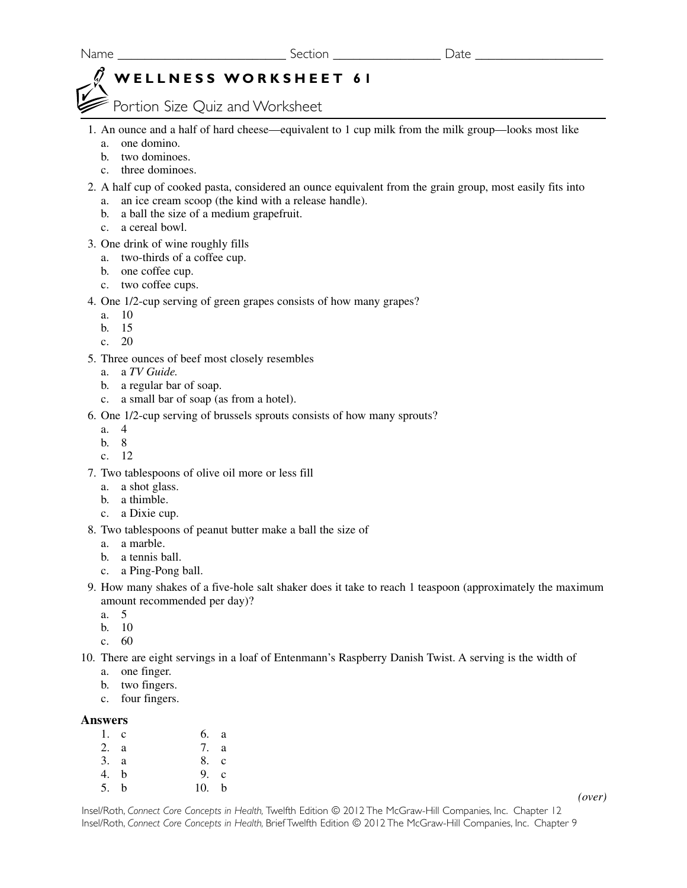Name ________________________ Section ______________ Date __________________

# WELLNESS WORKSHEET 61

## Portion Size Quiz and Worksheet

1. An ounce and a half of hard cheese—equivalent to 1 cup milk from the milk group—looks most like
   a. one domino.
   b. two dominoes.
   c. three dominoes.
2. A half cup of cooked pasta, considered an ounce equivalent from the grain group, most easily fits into
   a. an ice cream scoop (the kind with a release handle).
   b. a ball the size of a medium grapefruit.
   c. a cereal bowl.
3. One drink of wine roughly fills
   a. two-thirds of a coffee cup.
   b. one coffee cup.
   c. two coffee cups.
4. One 1/2-cup serving of green grapes consists of how many grapes?
   a. 10
   b. 15
   c. 20
5. Three ounces of beef most closely resembles
   a. a *TV Guide.*
   b. a regular bar of soap.
   c. a small bar of soap (as from a hotel).
6. One 1/2-cup serving of brussels sprouts consists of how many sprouts?
   a. 4
   b. 8
   c. 12
7. Two tablespoons of olive oil more or less fill
   a. a shot glass.
   b. a thimble.
   c. a Dixie cup.
8. Two tablespoons of peanut butter make a ball the size of
   a. a marble.
   b. a tennis ball.
   c. a Ping-Pong ball.
9. How many shakes of a five-hole salt shaker does it take to reach 1 teaspoon (approximately the maximum amount recommended per day)?
   a. 5
   b. 10
   c. 60
10. There are eight servings in a loaf of Entenmann's Raspberry Danish Twist. A serving is the width of
    a. one finger.
    b. two fingers.
    c. four fingers.

**Answers**

| | |
|---|---|
| 1. c | 6. a |
| 2. a | 7. a |
| 3. a | 8. c |
| 4. b | 9. c |
| 5. b | 10. b |

*(over)*

Insel/Roth, *Connect Core Concepts in Health,* Twelfth Edition © 2012 The McGraw-Hill Companies, Inc. Chapter 12
Insel/Roth, *Connect Core Concepts in Health,* Brief Twelfth Edition © 2012 The McGraw-Hill Companies, Inc. Chapter 9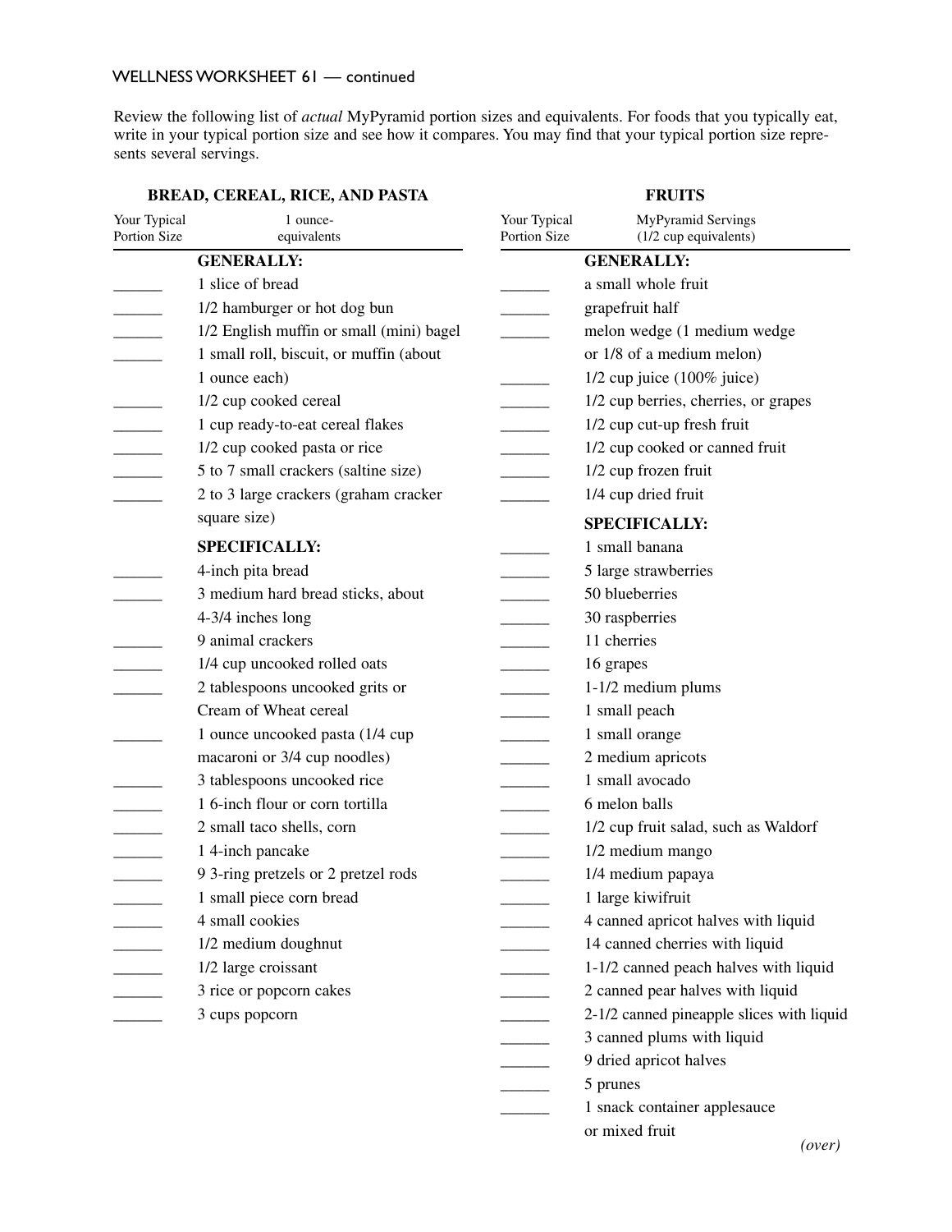WELLNESS WORKSHEET 61 — continued

Review the following list of *actual* MyPyramid portion sizes and equivalents. For foods that you typically eat, write in your typical portion size and see how it compares. You may find that your typical portion size represents several servings.

### BREAD, CEREAL, RICE, AND PASTA

| Your Typical Portion Size | 1 ounce-equivalents |
|---|---|
| | **GENERALLY:** |
| ______ | 1 slice of bread |
| ______ | 1/2 hamburger or hot dog bun |
| ______ | 1/2 English muffin or small (mini) bagel |
| ______ | 1 small roll, biscuit, or muffin (about 1 ounce each) |
| ______ | 1/2 cup cooked cereal |
| ______ | 1 cup ready-to-eat cereal flakes |
| ______ | 1/2 cup cooked pasta or rice |
| ______ | 5 to 7 small crackers (saltine size) |
| ______ | 2 to 3 large crackers (graham cracker square size) |
| | **SPECIFICALLY:** |
| ______ | 4-inch pita bread |
| ______ | 3 medium hard bread sticks, about 4-3/4 inches long |
| ______ | 9 animal crackers |
| ______ | 1/4 cup uncooked rolled oats |
| ______ | 2 tablespoons uncooked grits or Cream of Wheat cereal |
| ______ | 1 ounce uncooked pasta (1/4 cup macaroni or 3/4 cup noodles) |
| ______ | 3 tablespoons uncooked rice |
| ______ | 1 6-inch flour or corn tortilla |
| ______ | 2 small taco shells, corn |
| ______ | 1 4-inch pancake |
| ______ | 9 3-ring pretzels or 2 pretzel rods |
| ______ | 1 small piece corn bread |
| ______ | 4 small cookies |
| ______ | 1/2 medium doughnut |
| ______ | 1/2 large croissant |
| ______ | 3 rice or popcorn cakes |
| ______ | 3 cups popcorn |

### FRUITS

| Your Typical Portion Size | MyPyramid Servings (1/2 cup equivalents) |
|---|---|
| | **GENERALLY:** |
| ______ | a small whole fruit |
| ______ | grapefruit half |
| ______ | melon wedge (1 medium wedge or 1/8 of a medium melon) |
| ______ | 1/2 cup juice (100% juice) |
| ______ | 1/2 cup berries, cherries, or grapes |
| ______ | 1/2 cup cut-up fresh fruit |
| ______ | 1/2 cup cooked or canned fruit |
| ______ | 1/2 cup frozen fruit |
| ______ | 1/4 cup dried fruit |
| | **SPECIFICALLY:** |
| ______ | 1 small banana |
| ______ | 5 large strawberries |
| ______ | 50 blueberries |
| ______ | 30 raspberries |
| ______ | 11 cherries |
| ______ | 16 grapes |
| ______ | 1-1/2 medium plums |
| ______ | 1 small peach |
| ______ | 1 small orange |
| ______ | 2 medium apricots |
| ______ | 1 small avocado |
| ______ | 6 melon balls |
| ______ | 1/2 cup fruit salad, such as Waldorf |
| ______ | 1/2 medium mango |
| ______ | 1/4 medium papaya |
| ______ | 1 large kiwifruit |
| ______ | 4 canned apricot halves with liquid |
| ______ | 14 canned cherries with liquid |
| ______ | 1-1/2 canned peach halves with liquid |
| ______ | 2 canned pear halves with liquid |
| ______ | 2-1/2 canned pineapple slices with liquid |
| ______ | 3 canned plums with liquid |
| ______ | 9 dried apricot halves |
| ______ | 5 prunes |
| ______ | 1 snack container applesauce or mixed fruit |

*(over)*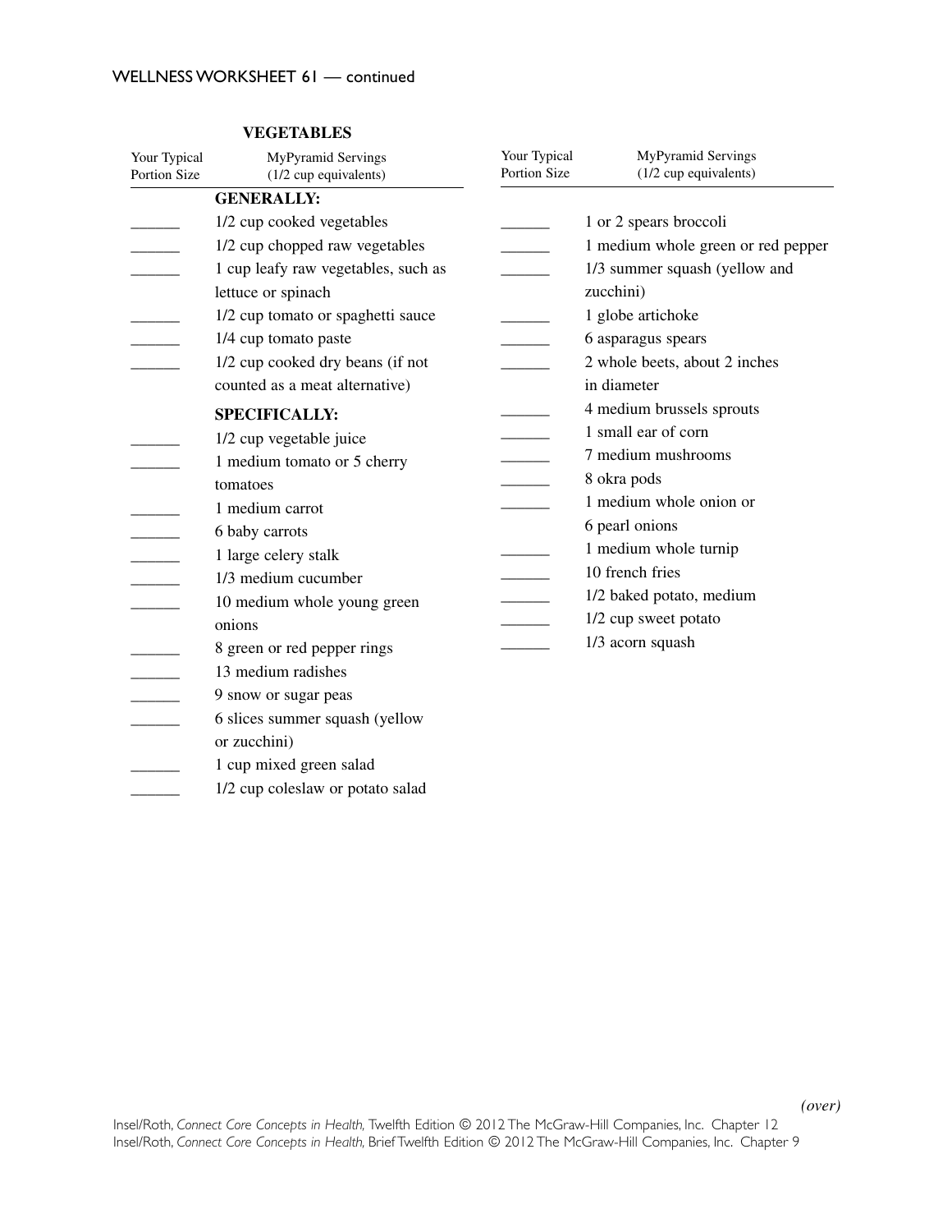## VEGETABLES

| Your Typical Portion Size | MyPyramid Servings (1/2 cup equivalents) |
|---|---|
| | **GENERALLY:** |
| ______ | 1/2 cup cooked vegetables |
| ______ | 1/2 cup chopped raw vegetables |
| ______ | 1 cup leafy raw vegetables, such as lettuce or spinach |
| ______ | 1/2 cup tomato or spaghetti sauce |
| ______ | 1/4 cup tomato paste |
| ______ | 1/2 cup cooked dry beans (if not counted as a meat alternative) |
| | **SPECIFICALLY:** |
| ______ | 1/2 cup vegetable juice |
| ______ | 1 medium tomato or 5 cherry tomatoes |
| ______ | 1 medium carrot |
| ______ | 6 baby carrots |
| ______ | 1 large celery stalk |
| ______ | 1/3 medium cucumber |
| ______ | 10 medium whole young green onions |
| ______ | 8 green or red pepper rings |
| ______ | 13 medium radishes |
| ______ | 9 snow or sugar peas |
| ______ | 6 slices summer squash (yellow or zucchini) |
| ______ | 1 cup mixed green salad |
| ______ | 1/2 cup coleslaw or potato salad |

| Your Typical Portion Size | MyPyramid Servings (1/2 cup equivalents) |
|---|---|
| ______ | 1 or 2 spears broccoli |
| ______ | 1 medium whole green or red pepper |
| ______ | 1/3 summer squash (yellow and zucchini) |
| ______ | 1 globe artichoke |
| ______ | 6 asparagus spears |
| ______ | 2 whole beets, about 2 inches in diameter |
| ______ | 4 medium brussels sprouts |
| ______ | 1 small ear of corn |
| ______ | 7 medium mushrooms |
| ______ | 8 okra pods |
| ______ | 1 medium whole onion or 6 pearl onions |
| ______ | 1 medium whole turnip |
| ______ | 10 french fries |
| ______ | 1/2 baked potato, medium |
| ______ | 1/2 cup sweet potato |
| ______ | 1/3 acorn squash |

*(over)*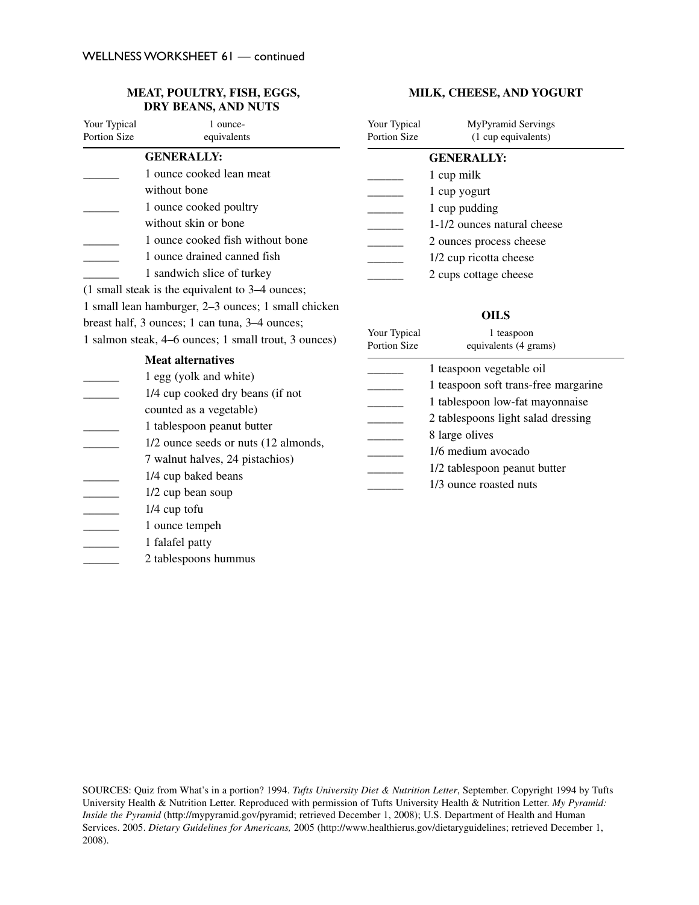WELLNESS WORKSHEET 61 — continued

### MEAT, POULTRY, FISH, EGGS, DRY BEANS, AND NUTS

| Your Typical Portion Size | 1 ounce-equivalents |
|---|---|
| | **GENERALLY:** |
| ______ | 1 ounce cooked lean meat without bone |
| ______ | 1 ounce cooked poultry without skin or bone |
| ______ | 1 ounce cooked fish without bone |
| ______ | 1 ounce drained canned fish |
| ______ | 1 sandwich slice of turkey |

(1 small steak is the equivalent to 3–4 ounces; 1 small lean hamburger, 2–3 ounces; 1 small chicken breast half, 3 ounces; 1 can tuna, 3–4 ounces; 1 salmon steak, 4–6 ounces; 1 small trout, 3 ounces)

| Your Typical Portion Size | 1 ounce-equivalents |
|---|---|
| | **Meat alternatives** |
| ______ | 1 egg (yolk and white) |
| ______ | 1/4 cup cooked dry beans (if not counted as a vegetable) |
| ______ | 1 tablespoon peanut butter |
| ______ | 1/2 ounce seeds or nuts (12 almonds, 7 walnut halves, 24 pistachios) |
| ______ | 1/4 cup baked beans |
| ______ | 1/2 cup bean soup |
| ______ | 1/4 cup tofu |
| ______ | 1 ounce tempeh |
| ______ | 1 falafel patty |
| ______ | 2 tablespoons hummus |

### MILK, CHEESE, AND YOGURT

| Your Typical Portion Size | MyPyramid Servings (1 cup equivalents) |
|---|---|
| | **GENERALLY:** |
| ______ | 1 cup milk |
| ______ | 1 cup yogurt |
| ______ | 1 cup pudding |
| ______ | 1-1/2 ounces natural cheese |
| ______ | 2 ounces process cheese |
| ______ | 1/2 cup ricotta cheese |
| ______ | 2 cups cottage cheese |

### OILS

| Your Typical Portion Size | 1 teaspoon equivalents (4 grams) |
|---|---|
| ______ | 1 teaspoon vegetable oil |
| ______ | 1 teaspoon soft trans-free margarine |
| ______ | 1 tablespoon low-fat mayonnaise |
| ______ | 2 tablespoons light salad dressing |
| ______ | 8 large olives |
| ______ | 1/6 medium avocado |
| ______ | 1/2 tablespoon peanut butter |
| ______ | 1/3 ounce roasted nuts |

SOURCES: Quiz from What's in a portion? 1994. *Tufts University Diet & Nutrition Letter*, September. Copyright 1994 by Tufts University Health & Nutrition Letter. Reproduced with permission of Tufts University Health & Nutrition Letter. *My Pyramid: Inside the Pyramid* (http://mypyramid.gov/pyramid; retrieved December 1, 2008); U.S. Department of Health and Human Services. 2005. *Dietary Guidelines for Americans,* 2005 (http://www.healthierus.gov/dietaryguidelines; retrieved December 1, 2008).